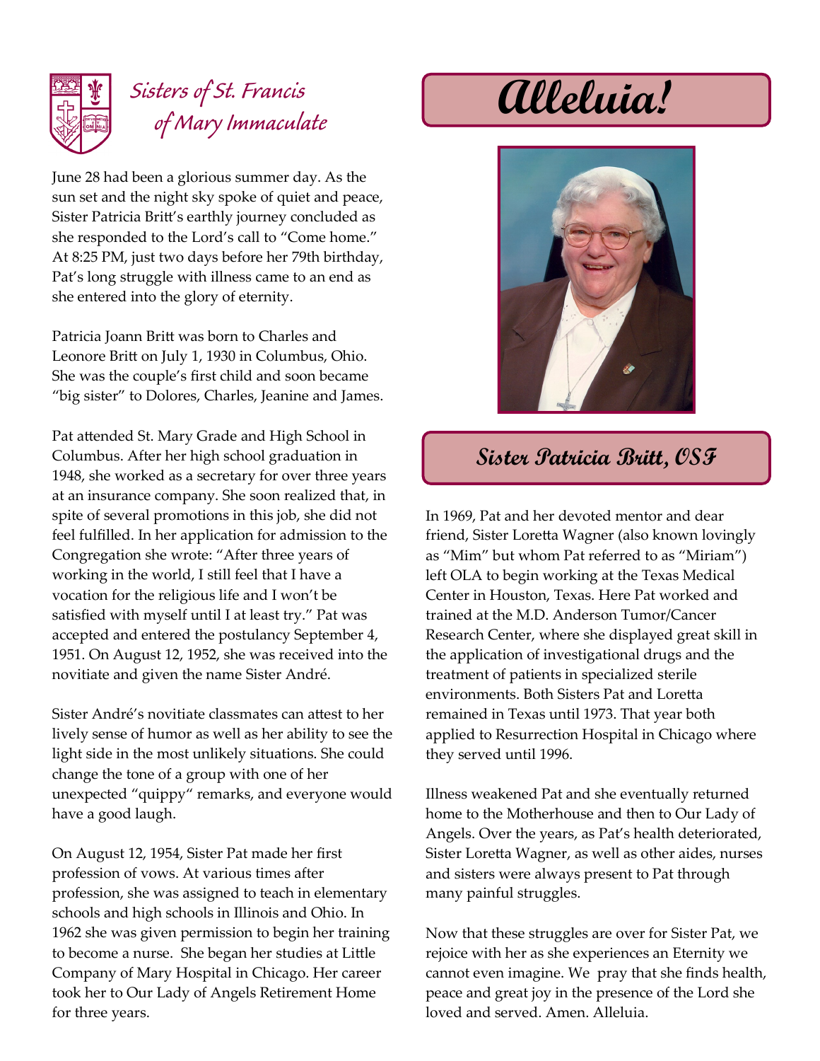Sisters of St. Francis of Mary Immaculate

# Alleluia!

## Sister Patricia Britt, OSF

June 28 had been a glorious summer day. As the sun set and the night sky spoke of quiet and peace, Sister Patricia Britt's earthly journey concluded as she responded to the Lord's call to "Come home." At 8:25 PM, just two days before her 79th birthday, Pat's long struggle with illness came to an end as she entered into the glory of eternity.

Patricia Joann Britt was born to Charles and Leonore Britt on July 1, 1930 in Columbus, Ohio. She was the couple's first child and soon became "big sister" to Dolores, Charles, Jeanine and James.

Pat attended St. Mary Grade and High School in Columbus. After her high school graduation in 1948, she worked as a secretary for over three years at an insurance company. She soon realized that, in spite of several promotions in this job, she did not feel fulfilled. In her application for admission to the Congregation she wrote: "After three years of working in the world, I still feel that I have a vocation for the religious life and I won't be satisfied with myself until I at least try." Pat was accepted and entered the postulancy September 4, 1951. On August 12, 1952, she was received into the novitiate and given the name Sister André.

Sister André's novitiate classmates can attest to her lively sense of humor as well as her ability to see the light side in the most unlikely situations. She could change the tone of a group with one of her unexpected "quippy" remarks, and everyone would have a good laugh.

On August 12, 1954, Sister Pat made her first profession of vows. At various times after profession, she was assigned to teach in elementary schools and high schools in Illinois and Ohio. In 1962 she was given permission to begin her training to become a nurse. She began her studies at Little Company of Mary Hospital in Chicago. Her career took her to Our Lady of Angels Retirement Home for three years.

In 1969, Pat and her devoted mentor and dear friend, Sister Loretta Wagner (also known lovingly as "Mim" but whom Pat referred to as "Miriam") left OLA to begin working at the Texas Medical Center in Houston, Texas. Here Pat worked and trained at the M.D. Anderson Tumor/Cancer Research Center, where she displayed great skill in the application of investigational drugs and the treatment of patients in specialized sterile environments. Both Sisters Pat and Loretta remained in Texas until 1973. That year both applied to Resurrection Hospital in Chicago where they served until 1996.

Illness weakened Pat and she eventually returned home to the Motherhouse and then to Our Lady of Angels. Over the years, as Pat's health deteriorated, Sister Loretta Wagner, as well as other aides, nurses and sisters were always present to Pat through many painful struggles.

Now that these struggles are over for Sister Pat, we rejoice with her as she experiences an Eternity we cannot even imagine. We pray that she finds health, peace and great joy in the presence of the Lord she loved and served. Amen. Alleluia.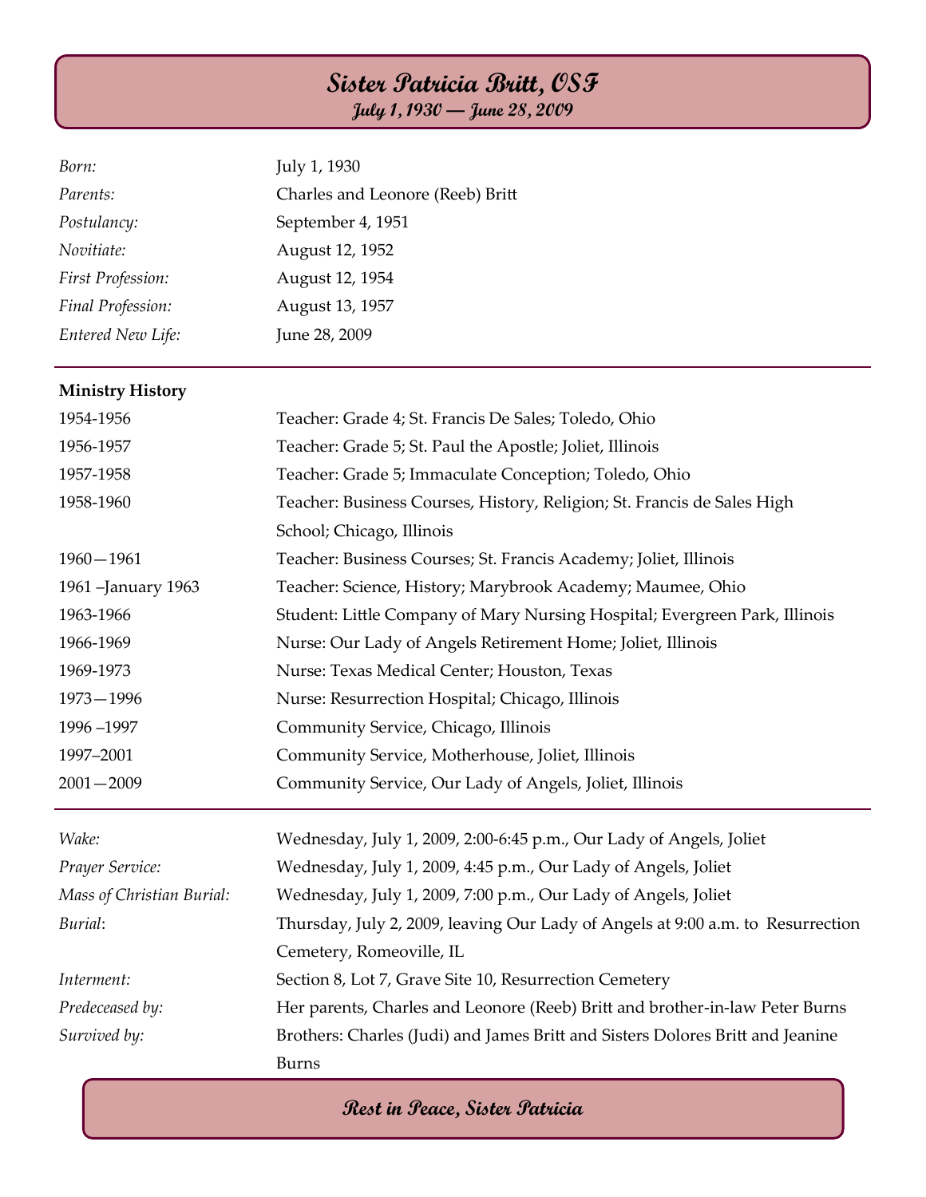# Sister Patricia Britt, OSF

**July 1, 1930 — June 28, 2009**

| | |
|---|---|
| *Born:* | July 1, 1930 |
| *Parents:* | Charles and Leonore (Reeb) Britt |
| *Postulancy:* | September 4, 1951 |
| *Novitiate:* | August 12, 1952 |
| *First Profession:* | August 12, 1954 |
| *Final Profession:* | August 13, 1957 |
| *Entered New Life:* | June 28, 2009 |

**Ministry History**

| | |
|---|---|
| 1954-1956 | Teacher: Grade 4; St. Francis De Sales; Toledo, Ohio |
| 1956-1957 | Teacher: Grade 5; St. Paul the Apostle; Joliet, Illinois |
| 1957-1958 | Teacher: Grade 5; Immaculate Conception; Toledo, Ohio |
| 1958-1960 | Teacher: Business Courses, History, Religion; St. Francis de Sales High School; Chicago, Illinois |
| 1960—1961 | Teacher: Business Courses; St. Francis Academy; Joliet, Illinois |
| 1961 –January 1963 | Teacher: Science, History; Marybrook Academy; Maumee, Ohio |
| 1963-1966 | Student: Little Company of Mary Nursing Hospital; Evergreen Park, Illinois |
| 1966-1969 | Nurse: Our Lady of Angels Retirement Home; Joliet, Illinois |
| 1969-1973 | Nurse: Texas Medical Center; Houston, Texas |
| 1973—1996 | Nurse: Resurrection Hospital; Chicago, Illinois |
| 1996 –1997 | Community Service, Chicago, Illinois |
| 1997–2001 | Community Service, Motherhouse, Joliet, Illinois |
| 2001—2009 | Community Service, Our Lady of Angels, Joliet, Illinois |

| | |
|---|---|
| *Wake:* | Wednesday, July 1, 2009, 2:00-6:45 p.m., Our Lady of Angels, Joliet |
| *Prayer Service:* | Wednesday, July 1, 2009, 4:45 p.m., Our Lady of Angels, Joliet |
| *Mass of Christian Burial:* | Wednesday, July 1, 2009, 7:00 p.m., Our Lady of Angels, Joliet |
| *Burial:* | Thursday, July 2, 2009, leaving Our Lady of Angels at 9:00 a.m. to Resurrection Cemetery, Romeoville, IL |
| *Interment:* | Section 8, Lot 7, Grave Site 10, Resurrection Cemetery |
| *Predeceased by:* | Her parents, Charles and Leonore (Reeb) Britt and brother-in-law Peter Burns |
| *Survived by:* | Brothers: Charles (Judi) and James Britt and Sisters Dolores Britt and Jeanine Burns |

**Rest in Peace, Sister Patricia**